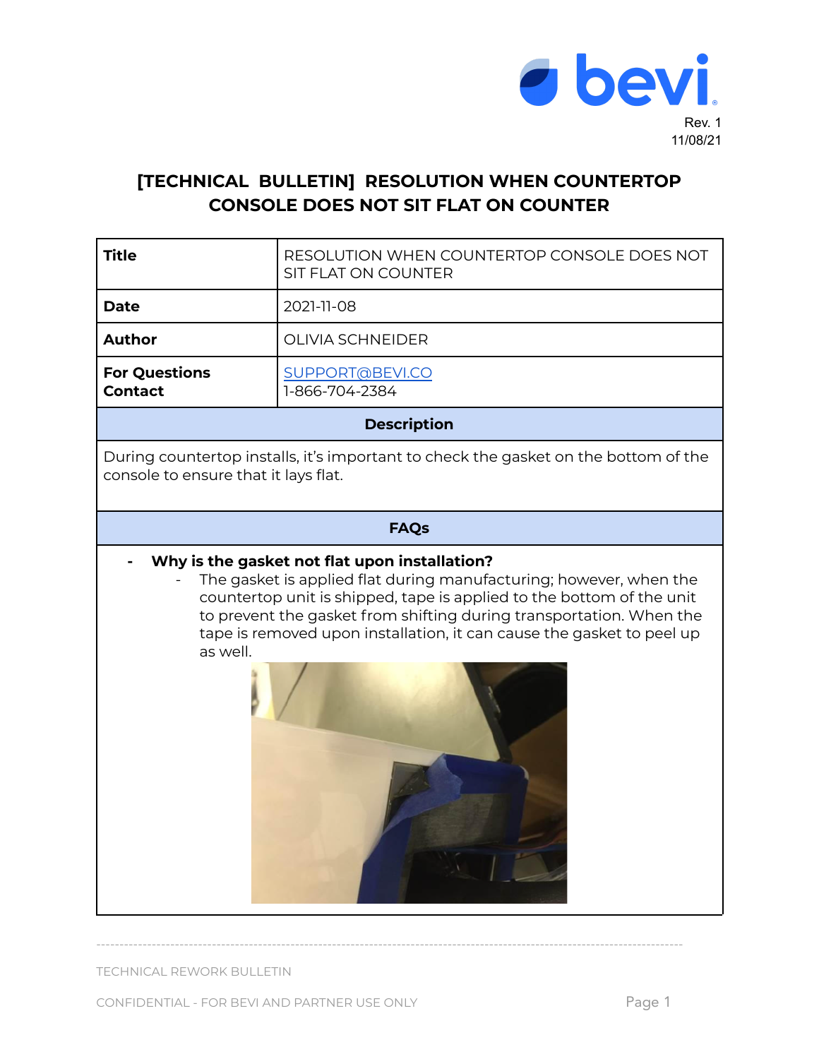Rev. 1
11/08/21

# [TECHNICAL BULLETIN] RESOLUTION WHEN COUNTERTOP CONSOLE DOES NOT SIT FLAT ON COUNTER

| **Title** | RESOLUTION WHEN COUNTERTOP CONSOLE DOES NOT SIT FLAT ON COUNTER |
|---|---|
| **Date** | 2021-11-08 |
| **Author** | OLIVIA SCHNEIDER |
| **For Questions Contact** | SUPPORT@BEVI.CO<br>1-866-704-2384 |

## Description

During countertop installs, it's important to check the gasket on the bottom of the console to ensure that it lays flat.

## FAQs

- **Why is the gasket not flat upon installation?**
  - The gasket is applied flat during manufacturing; however, when the countertop unit is shipped, tape is applied to the bottom of the unit to prevent the gasket from shifting during transportation. When the tape is removed upon installation, it can cause the gasket to peel up as well.

TECHNICAL REWORK BULLETIN

CONFIDENTIAL - FOR BEVI AND PARTNER USE ONLY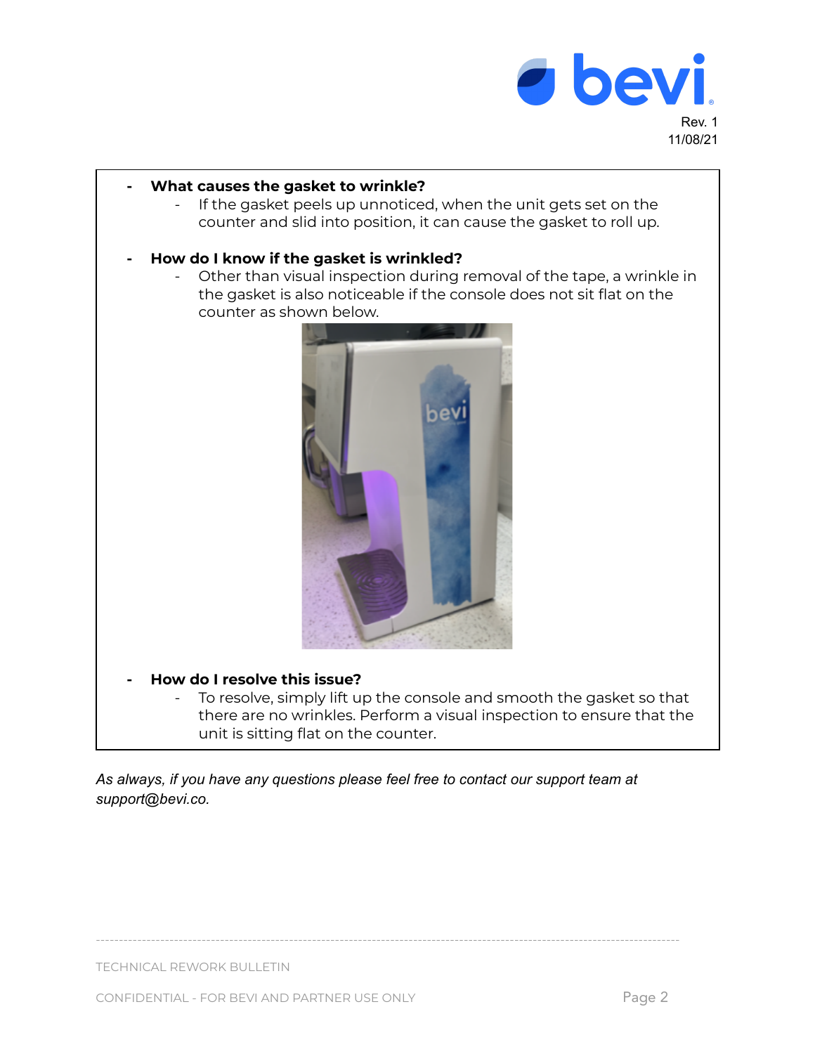Rev. 1
11/08/21

- **What causes the gasket to wrinkle?**
  - If the gasket peels up unnoticed, when the unit gets set on the counter and slid into position, it can cause the gasket to roll up.

- **How do I know if the gasket is wrinkled?**
  - Other than visual inspection during removal of the tape, a wrinkle in the gasket is also noticeable if the console does not sit flat on the counter as shown below.

- **How do I resolve this issue?**
  - To resolve, simply lift up the console and smooth the gasket so that there are no wrinkles. Perform a visual inspection to ensure that the unit is sitting flat on the counter.

*As always, if you have any questions please feel free to contact our support team at support@bevi.co.*

TECHNICAL REWORK BULLETIN

CONFIDENTIAL - FOR BEVI AND PARTNER USE ONLY